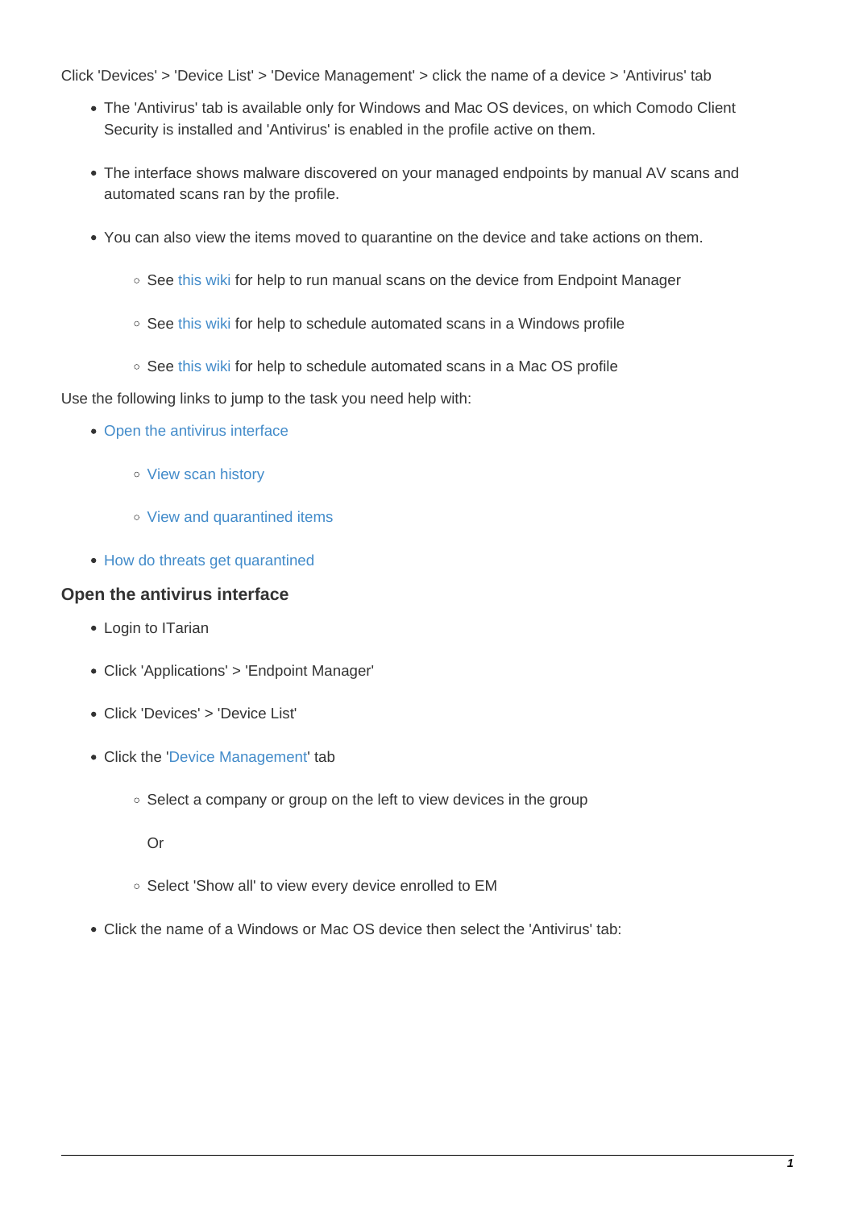Click 'Devices' > 'Device List' > 'Device Management' > click the name of a device > 'Antivirus' tab

- The 'Antivirus' tab is available only for Windows and Mac OS devices, on which Comodo Client Security is installed and 'Antivirus' is enabled in the profile active on them.
- The interface shows malware discovered on your managed endpoints by manual AV scans and automated scans ran by the profile.
- You can also view the items moved to quarantine on the device and take actions on them.
  - See this wiki for help to run manual scans on the device from Endpoint Manager
  - See this wiki for help to schedule automated scans in a Windows profile
  - See this wiki for help to schedule automated scans in a Mac OS profile

Use the following links to jump to the task you need help with:

- Open the antivirus interface
  - View scan history
  - View and quarantined items
- How do threats get quarantined

### Open the antivirus interface

- Login to ITarian
- Click 'Applications' > 'Endpoint Manager'
- Click 'Devices' > 'Device List'
- Click the 'Device Management' tab
  - Select a company or group on the left to view devices in the group

    Or

  - Select 'Show all' to view every device enrolled to EM
- Click the name of a Windows or Mac OS device then select the 'Antivirus' tab: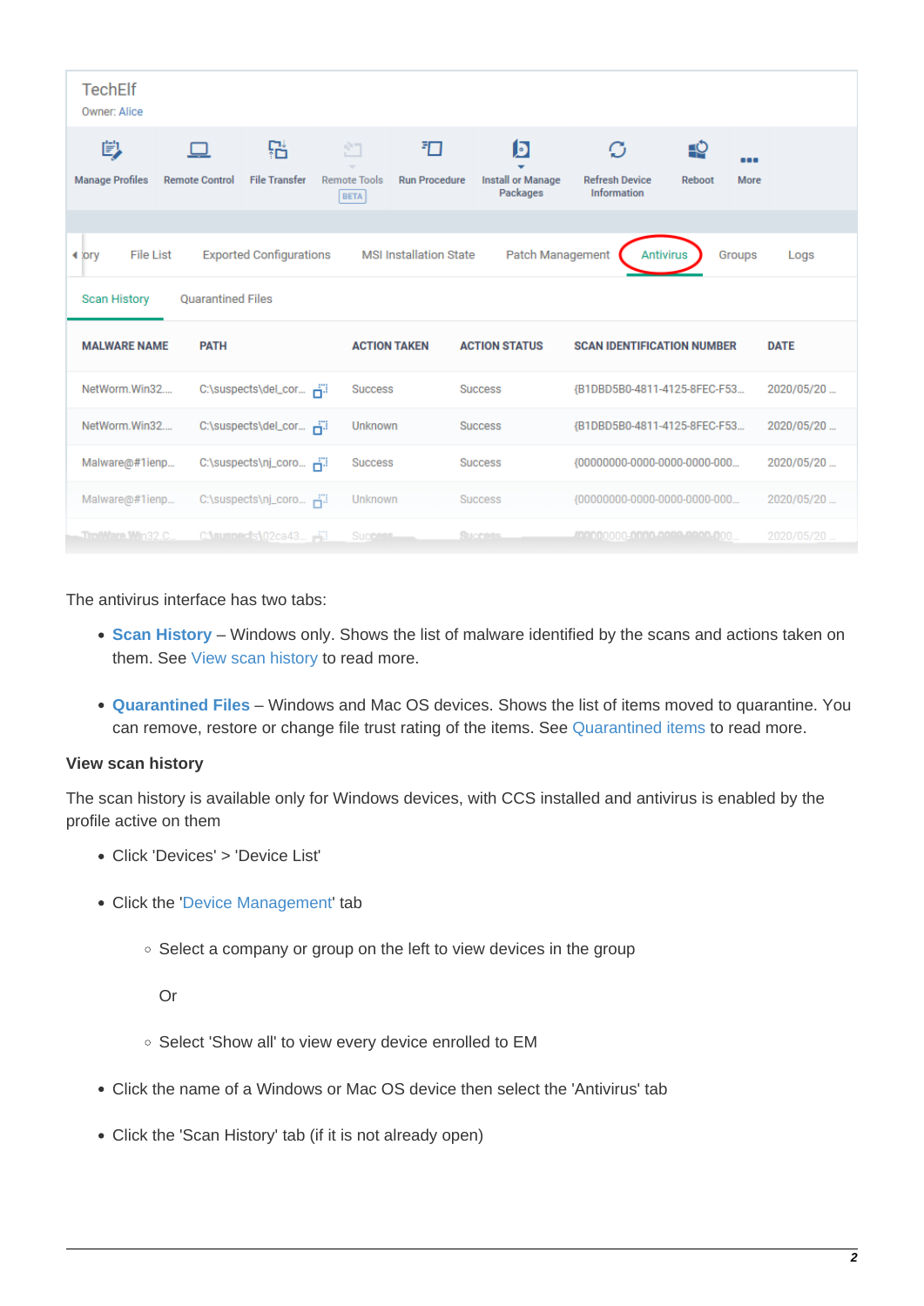The antivirus interface has two tabs:

- **Scan History** – Windows only. Shows the list of malware identified by the scans and actions taken on them. See View scan history to read more.
- **Quarantined Files** – Windows and Mac OS devices. Shows the list of items moved to quarantine. You can remove, restore or change file trust rating of the items. See Quarantined items to read more.

**View scan history**

The scan history is available only for Windows devices, with CCS installed and antivirus is enabled by the profile active on them

- Click 'Devices' > 'Device List'
- Click the 'Device Management' tab
  - Select a company or group on the left to view devices in the group

    Or

  - Select 'Show all' to view every device enrolled to EM
- Click the name of a Windows or Mac OS device then select the 'Antivirus' tab
- Click the 'Scan History' tab (if it is not already open)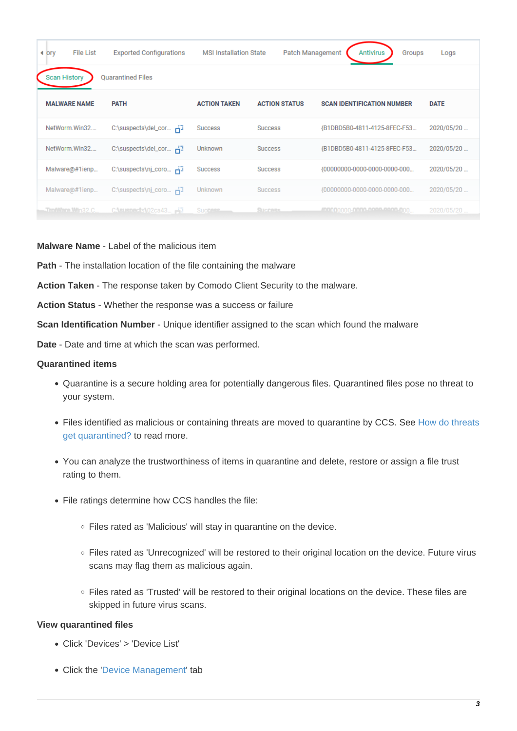| MALWARE NAME | PATH | ACTION TAKEN | ACTION STATUS | SCAN IDENTIFICATION NUMBER | DATE |
|---|---|---|---|---|---|
| NetWorm.Win32... | C:\suspects\del_cor... | Success | Success | {B1DBD5B0-4811-4125-8FEC-F53... | 2020/05/20 ... |
| NetWorm.Win32... | C:\suspects\del_cor... | Unknown | Success | {B1DBD5B0-4811-4125-8FEC-F53... | 2020/05/20 ... |
| Malware@#1ienp... | C:\suspects\nj_coro... | Success | Success | {00000000-0000-0000-0000-000... | 2020/05/20 ... |
| Malware@#1ienp... | C:\suspects\nj_coro... | Unknown | Success | {00000000-0000-0000-0000-000... | 2020/05/20 ... |

**Malware Name** - Label of the malicious item

**Path** - The installation location of the file containing the malware

**Action Taken** - The response taken by Comodo Client Security to the malware.

**Action Status** - Whether the response was a success or failure

**Scan Identification Number** - Unique identifier assigned to the scan which found the malware

**Date** - Date and time at which the scan was performed.

**Quarantined items**

- Quarantine is a secure holding area for potentially dangerous files. Quarantined files pose no threat to your system.
- Files identified as malicious or containing threats are moved to quarantine by CCS. See How do threats get quarantined? to read more.
- You can analyze the trustworthiness of items in quarantine and delete, restore or assign a file trust rating to them.
- File ratings determine how CCS handles the file:
    - Files rated as 'Malicious' will stay in quarantine on the device.
    - Files rated as 'Unrecognized' will be restored to their original location on the device. Future virus scans may flag them as malicious again.
    - Files rated as 'Trusted' will be restored to their original locations on the device. These files are skipped in future virus scans.

**View quarantined files**

- Click 'Devices' > 'Device List'
- Click the 'Device Management' tab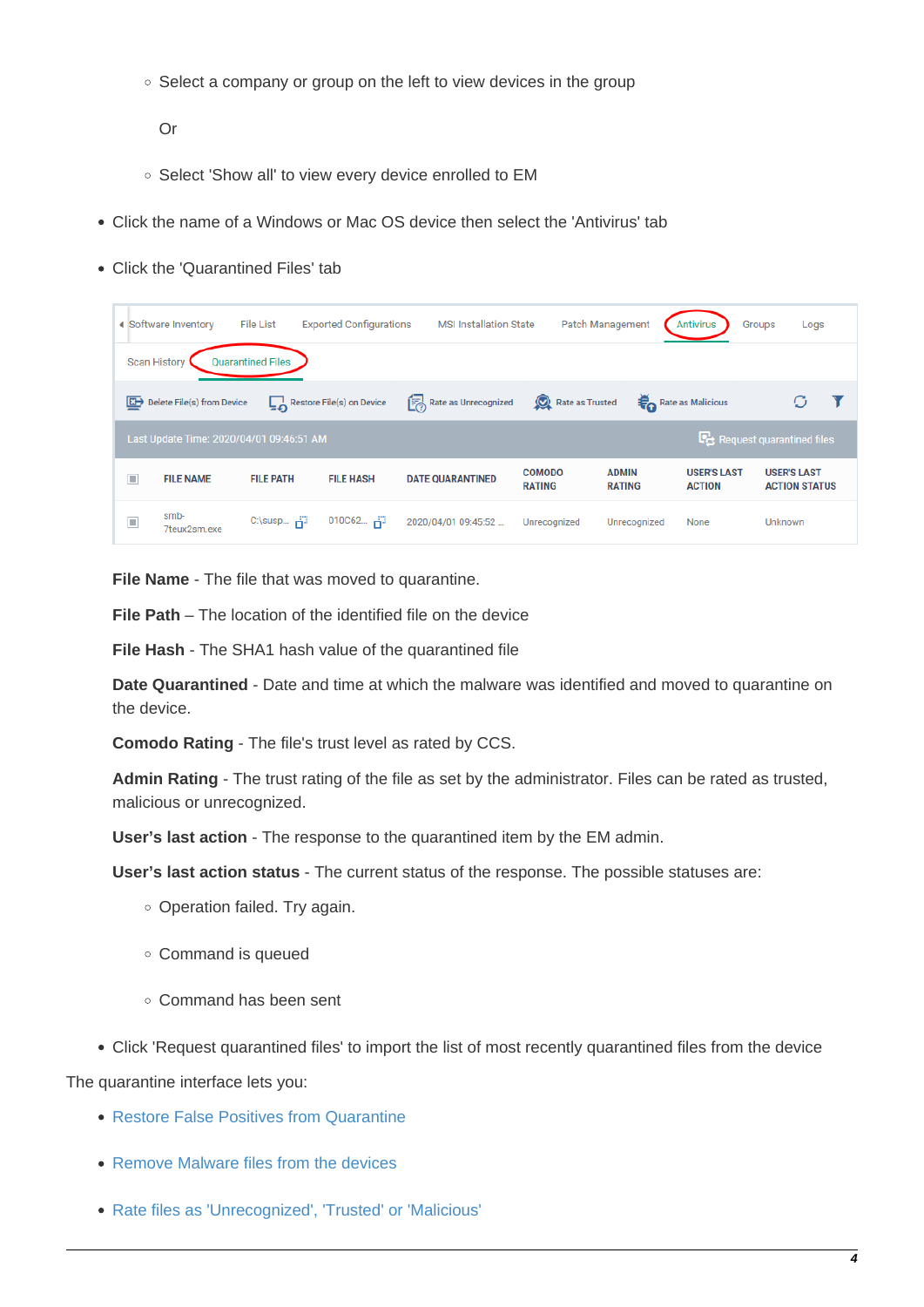- Select a company or group on the left to view devices in the group

  Or

- Select 'Show all' to view every device enrolled to EM

- Click the name of a Windows or Mac OS device then select the 'Antivirus' tab
- Click the 'Quarantined Files' tab

**File Name** - The file that was moved to quarantine.

**File Path** – The location of the identified file on the device

**File Hash** - The SHA1 hash value of the quarantined file

**Date Quarantined** - Date and time at which the malware was identified and moved to quarantine on the device.

**Comodo Rating** - The file's trust level as rated by CCS.

**Admin Rating** - The trust rating of the file as set by the administrator. Files can be rated as trusted, malicious or unrecognized.

**User's last action** - The response to the quarantined item by the EM admin.

**User's last action status** - The current status of the response. The possible statuses are:

- Operation failed. Try again.
- Command is queued
- Command has been sent

- Click 'Request quarantined files' to import the list of most recently quarantined files from the device

The quarantine interface lets you:

- Restore False Positives from Quarantine
- Remove Malware files from the devices
- Rate files as 'Unrecognized', 'Trusted' or 'Malicious'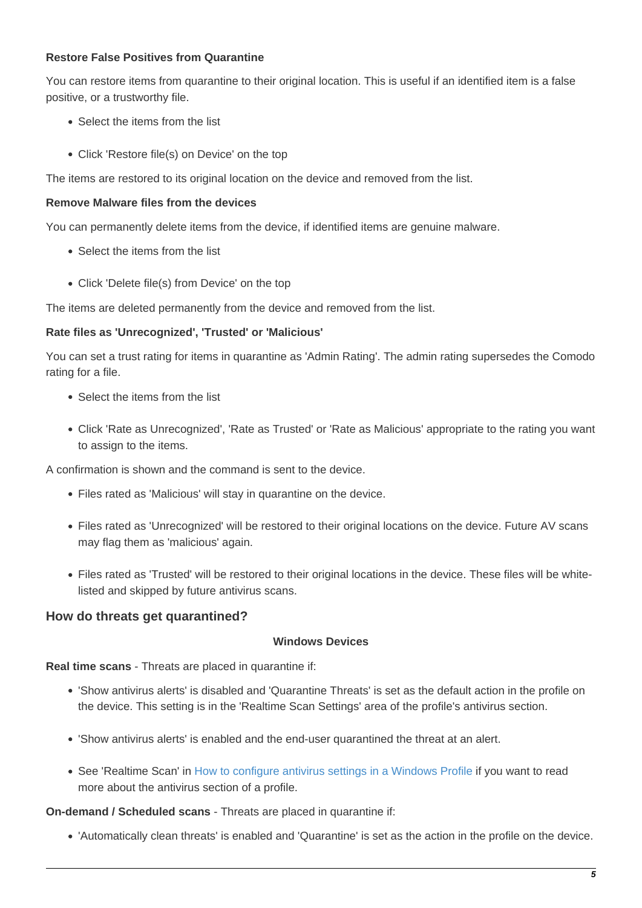**Restore False Positives from Quarantine**

You can restore items from quarantine to their original location. This is useful if an identified item is a false positive, or a trustworthy file.

- Select the items from the list
- Click 'Restore file(s) on Device' on the top

The items are restored to its original location on the device and removed from the list.

**Remove Malware files from the devices**

You can permanently delete items from the device, if identified items are genuine malware.

- Select the items from the list
- Click 'Delete file(s) from Device' on the top

The items are deleted permanently from the device and removed from the list.

**Rate files as 'Unrecognized', 'Trusted' or 'Malicious'**

You can set a trust rating for items in quarantine as 'Admin Rating'. The admin rating supersedes the Comodo rating for a file.

- Select the items from the list
- Click 'Rate as Unrecognized', 'Rate as Trusted' or 'Rate as Malicious' appropriate to the rating you want to assign to the items.

A confirmation is shown and the command is sent to the device.

- Files rated as 'Malicious' will stay in quarantine on the device.
- Files rated as 'Unrecognized' will be restored to their original locations on the device. Future AV scans may flag them as 'malicious' again.
- Files rated as 'Trusted' will be restored to their original locations in the device. These files will be white-listed and skipped by future antivirus scans.

## How do threats get quarantined?

**Windows Devices**

**Real time scans** - Threats are placed in quarantine if:

- 'Show antivirus alerts' is disabled and 'Quarantine Threats' is set as the default action in the profile on the device. This setting is in the 'Realtime Scan Settings' area of the profile's antivirus section.
- 'Show antivirus alerts' is enabled and the end-user quarantined the threat at an alert.
- See 'Realtime Scan' in How to configure antivirus settings in a Windows Profile if you want to read more about the antivirus section of a profile.

**On-demand / Scheduled scans** - Threats are placed in quarantine if:

- 'Automatically clean threats' is enabled and 'Quarantine' is set as the action in the profile on the device.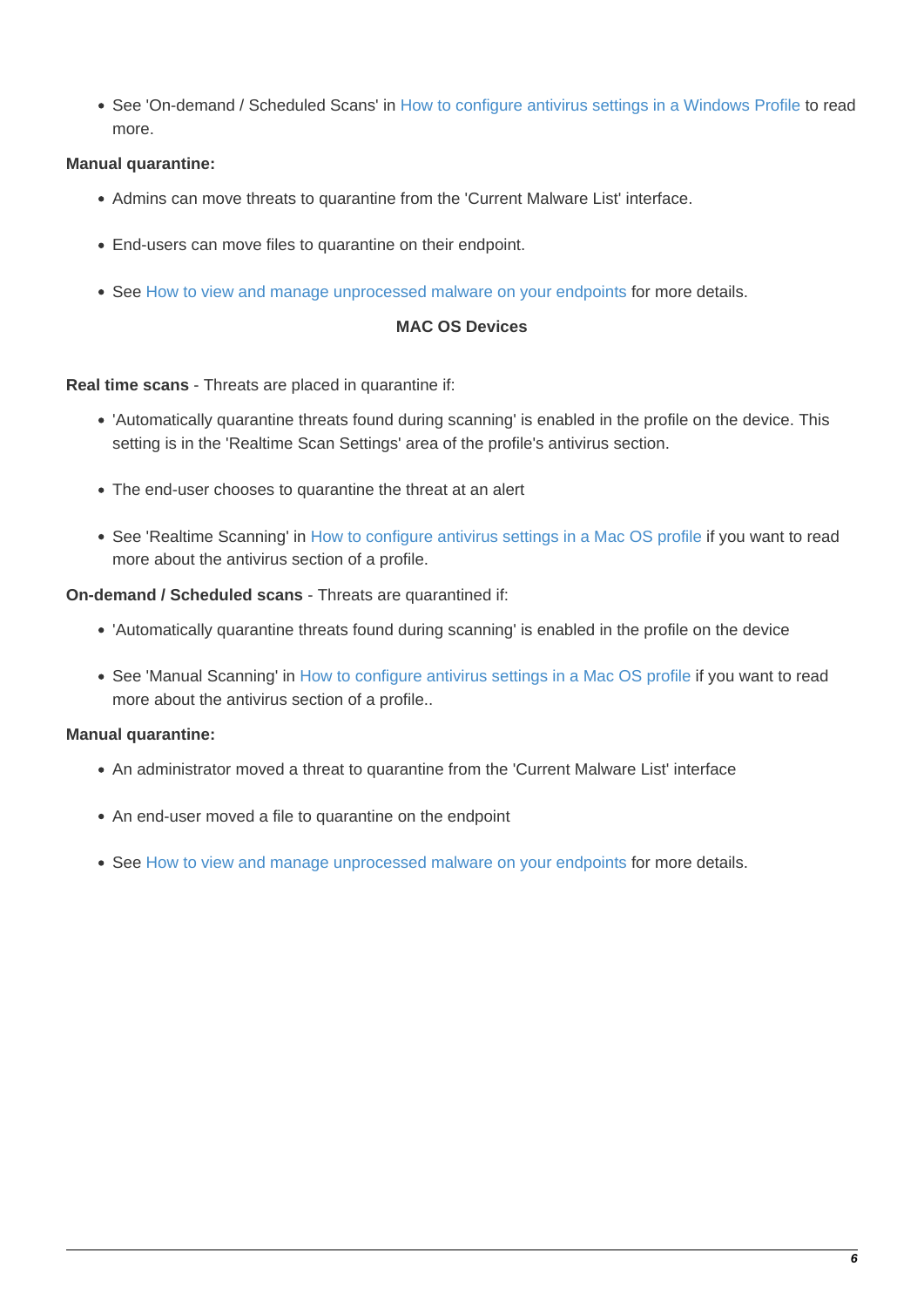- See 'On-demand / Scheduled Scans' in How to configure antivirus settings in a Windows Profile to read more.

**Manual quarantine:**

- Admins can move threats to quarantine from the 'Current Malware List' interface.
- End-users can move files to quarantine on their endpoint.
- See How to view and manage unprocessed malware on your endpoints for more details.

## MAC OS Devices

**Real time scans** - Threats are placed in quarantine if:

- 'Automatically quarantine threats found during scanning' is enabled in the profile on the device. This setting is in the 'Realtime Scan Settings' area of the profile's antivirus section.
- The end-user chooses to quarantine the threat at an alert
- See 'Realtime Scanning' in How to configure antivirus settings in a Mac OS profile if you want to read more about the antivirus section of a profile.

**On-demand / Scheduled scans** - Threats are quarantined if:

- 'Automatically quarantine threats found during scanning' is enabled in the profile on the device
- See 'Manual Scanning' in How to configure antivirus settings in a Mac OS profile if you want to read more about the antivirus section of a profile..

**Manual quarantine:**

- An administrator moved a threat to quarantine from the 'Current Malware List' interface
- An end-user moved a file to quarantine on the endpoint
- See How to view and manage unprocessed malware on your endpoints for more details.